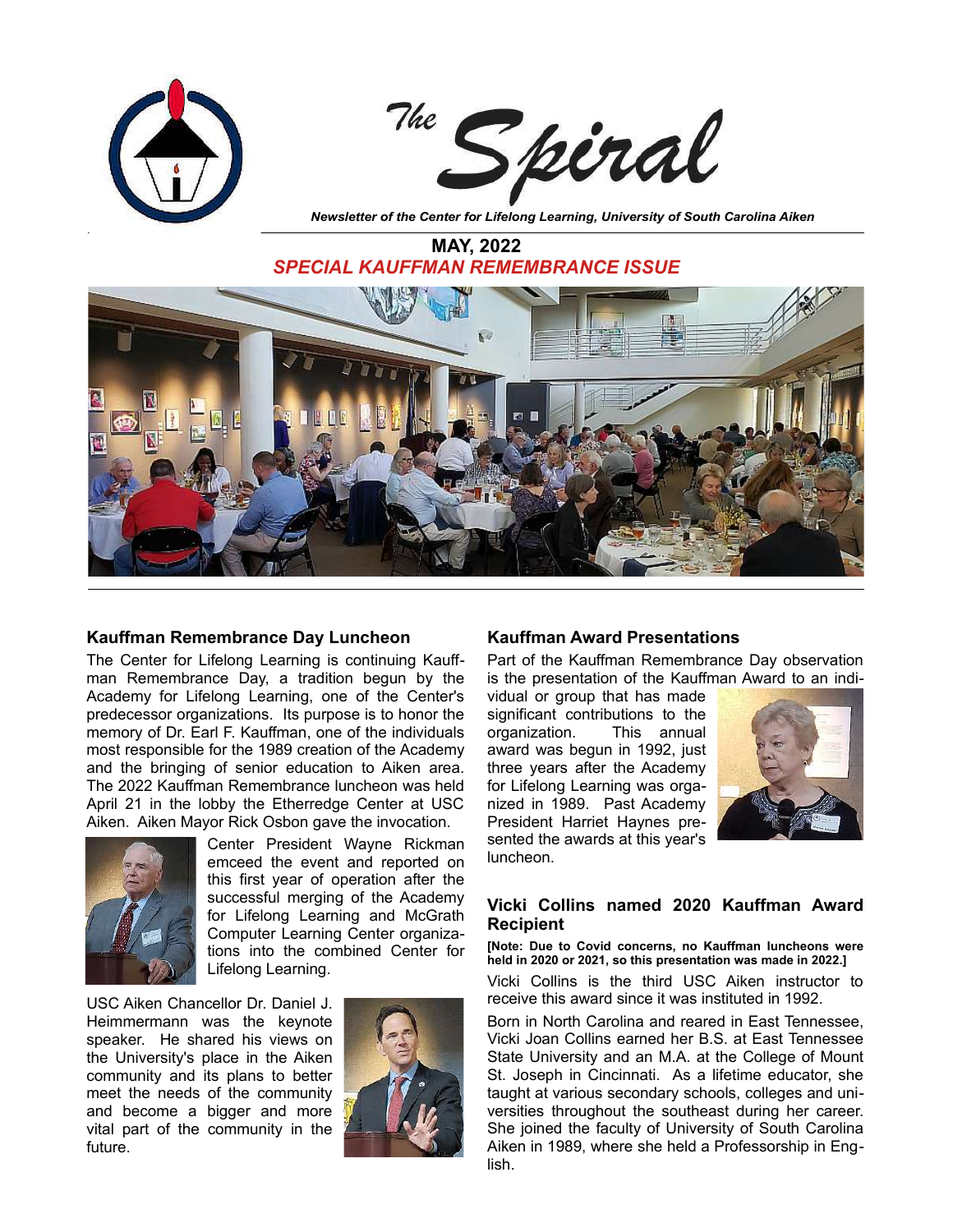# The Spiral

*Newsletter of the Center for Lifelong Learning, University of South Carolina Aiken*

**MAY, 2022**

***SPECIAL KAUFFMAN REMEMBRANCE ISSUE***

## Kauffman Remembrance Day Luncheon

The Center for Lifelong Learning is continuing Kauffman Remembrance Day, a tradition begun by the Academy for Lifelong Learning, one of the Center's predecessor organizations. Its purpose is to honor the memory of Dr. Earl F. Kauffman, one of the individuals most responsible for the 1989 creation of the Academy and the bringing of senior education to Aiken area. The 2022 Kauffman Remembrance luncheon was held April 21 in the lobby the Etherredge Center at USC Aiken. Aiken Mayor Rick Osbon gave the invocation.

Center President Wayne Rickman emceed the event and reported on this first year of operation after the successful merging of the Academy for Lifelong Learning and McGrath Computer Learning Center organizations into the combined Center for Lifelong Learning.

USC Aiken Chancellor Dr. Daniel J. Heimmermann was the keynote speaker. He shared his views on the University's place in the Aiken community and its plans to better meet the needs of the community and become a bigger and more vital part of the community in the future.

## Kauffman Award Presentations

Part of the Kauffman Remembrance Day observation is the presentation of the Kauffman Award to an individual or group that has made significant contributions to the organization. This annual award was begun in 1992, just three years after the Academy for Lifelong Learning was organized in 1989. Past Academy President Harriet Haynes presented the awards at this year's luncheon.

## Vicki Collins named 2020 Kauffman Award Recipient

**[Note: Due to Covid concerns, no Kauffman luncheons were held in 2020 or 2021, so this presentation was made in 2022.]**

Vicki Collins is the third USC Aiken instructor to receive this award since it was instituted in 1992.

Born in North Carolina and reared in East Tennessee, Vicki Joan Collins earned her B.S. at East Tennessee State University and an M.A. at the College of Mount St. Joseph in Cincinnati. As a lifetime educator, she taught at various secondary schools, colleges and universities throughout the southeast during her career. She joined the faculty of University of South Carolina Aiken in 1989, where she held a Professorship in English.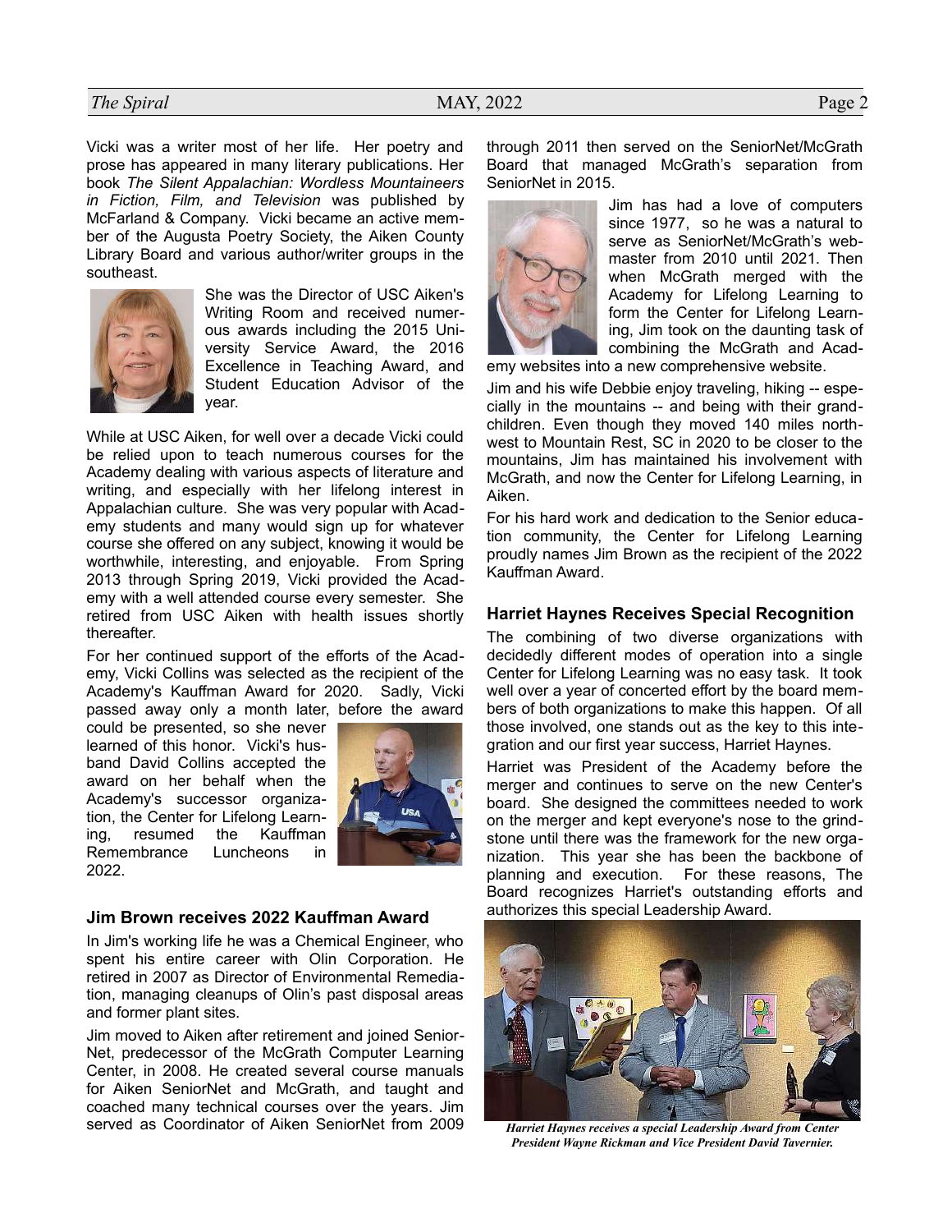Vicki was a writer most of her life. Her poetry and prose has appeared in many literary publications. Her book *The Silent Appalachian: Wordless Mountaineers in Fiction, Film, and Television* was published by McFarland & Company. Vicki became an active member of the Augusta Poetry Society, the Aiken County Library Board and various author/writer groups in the southeast.

She was the Director of USC Aiken's Writing Room and received numerous awards including the 2015 University Service Award, the 2016 Excellence in Teaching Award, and Student Education Advisor of the year.

While at USC Aiken, for well over a decade Vicki could be relied upon to teach numerous courses for the Academy dealing with various aspects of literature and writing, and especially with her lifelong interest in Appalachian culture. She was very popular with Academy students and many would sign up for whatever course she offered on any subject, knowing it would be worthwhile, interesting, and enjoyable. From Spring 2013 through Spring 2019, Vicki provided the Academy with a well attended course every semester. She retired from USC Aiken with health issues shortly thereafter.

For her continued support of the efforts of the Academy, Vicki Collins was selected as the recipient of the Academy's Kauffman Award for 2020. Sadly, Vicki passed away only a month later, before the award could be presented, so she never learned of this honor. Vicki's husband David Collins accepted the award on her behalf when the Academy's successor organization, the Center for Lifelong Learning, resumed the Kauffman Remembrance Luncheons in 2022.

### Jim Brown receives 2022 Kauffman Award

In Jim's working life he was a Chemical Engineer, who spent his entire career with Olin Corporation. He retired in 2007 as Director of Environmental Remediation, managing cleanups of Olin's past disposal areas and former plant sites.

Jim moved to Aiken after retirement and joined SeniorNet, predecessor of the McGrath Computer Learning Center, in 2008. He created several course manuals for Aiken SeniorNet and McGrath, and taught and coached many technical courses over the years. Jim served as Coordinator of Aiken SeniorNet from 2009 through 2011 then served on the SeniorNet/McGrath Board that managed McGrath's separation from SeniorNet in 2015.

Jim has had a love of computers since 1977, so he was a natural to serve as SeniorNet/McGrath's webmaster from 2010 until 2021. Then when McGrath merged with the Academy for Lifelong Learning to form the Center for Lifelong Learning, Jim took on the daunting task of combining the McGrath and Academy websites into a new comprehensive website.

Jim and his wife Debbie enjoy traveling, hiking -- especially in the mountains -- and being with their grandchildren. Even though they moved 140 miles northwest to Mountain Rest, SC in 2020 to be closer to the mountains, Jim has maintained his involvement with McGrath, and now the Center for Lifelong Learning, in Aiken.

For his hard work and dedication to the Senior education community, the Center for Lifelong Learning proudly names Jim Brown as the recipient of the 2022 Kauffman Award.

### Harriet Haynes Receives Special Recognition

The combining of two diverse organizations with decidedly different modes of operation into a single Center for Lifelong Learning was no easy task. It took well over a year of concerted effort by the board members of both organizations to make this happen. Of all those involved, one stands out as the key to this integration and our first year success, Harriet Haynes.

Harriet was President of the Academy before the merger and continues to serve on the new Center's board. She designed the committees needed to work on the merger and kept everyone's nose to the grindstone until there was the framework for the new organization. This year she has been the backbone of planning and execution. For these reasons, The Board recognizes Harriet's outstanding efforts and authorizes this special Leadership Award.

*Harriet Haynes receives a special Leadership Award from Center President Wayne Rickman and Vice President David Tavernier.*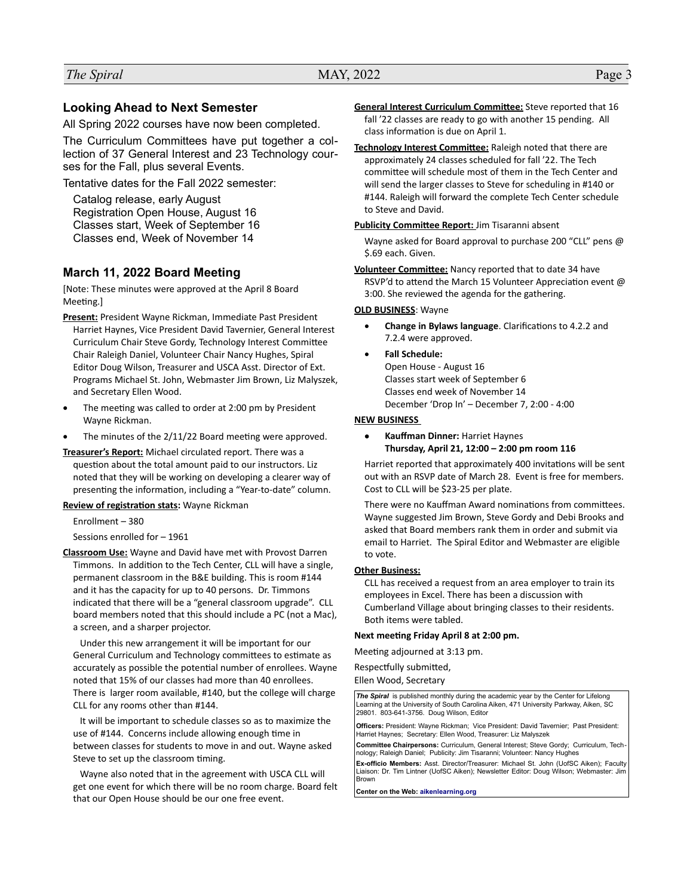## Looking Ahead to Next Semester

All Spring 2022 courses have now been completed.

The Curriculum Committees have put together a collection of 37 General Interest and 23 Technology courses for the Fall, plus several Events.

Tentative dates for the Fall 2022 semester:

Catalog release, early August
Registration Open House, August 16
Classes start, Week of September 16
Classes end, Week of November 14

## March 11, 2022 Board Meeting

[Note: These minutes were approved at the April 8 Board Meeting.]

**Present:** President Wayne Rickman, Immediate Past President Harriet Haynes, Vice President David Tavernier, General Interest Curriculum Chair Steve Gordy, Technology Interest Committee Chair Raleigh Daniel, Volunteer Chair Nancy Hughes, Spiral Editor Doug Wilson, Treasurer and USCA Asst. Director of Ext. Programs Michael St. John, Webmaster Jim Brown, Liz Malyszek, and Secretary Ellen Wood.

- The meeting was called to order at 2:00 pm by President Wayne Rickman.
- The minutes of the 2/11/22 Board meeting were approved.

**Treasurer's Report:** Michael circulated report. There was a question about the total amount paid to our instructors. Liz noted that they will be working on developing a clearer way of presenting the information, including a "Year-to-date" column.

**Review of registration stats:** Wayne Rickman

Enrollment – 380

Sessions enrolled for – 1961

**Classroom Use:** Wayne and David have met with Provost Darren Timmons. In addition to the Tech Center, CLL will have a single, permanent classroom in the B&E building. This is room #144 and it has the capacity for up to 40 persons. Dr. Timmons indicated that there will be a "general classroom upgrade". CLL board members noted that this should include a PC (not a Mac), a screen, and a sharper projector.

Under this new arrangement it will be important for our General Curriculum and Technology committees to estimate as accurately as possible the potential number of enrollees. Wayne noted that 15% of our classes had more than 40 enrollees. There is larger room available, #140, but the college will charge CLL for any rooms other than #144.

It will be important to schedule classes so as to maximize the use of #144. Concerns include allowing enough time in between classes for students to move in and out. Wayne asked Steve to set up the classroom timing.

Wayne also noted that in the agreement with USCA CLL will get one event for which there will be no room charge. Board felt that our Open House should be our one free event.

**General Interest Curriculum Committee:** Steve reported that 16 fall '22 classes are ready to go with another 15 pending. All class information is due on April 1.

**Technology Interest Committee:** Raleigh noted that there are approximately 24 classes scheduled for fall '22. The Tech committee will schedule most of them in the Tech Center and will send the larger classes to Steve for scheduling in #140 or #144. Raleigh will forward the complete Tech Center schedule to Steve and David.

**Publicity Committee Report:** Jim Tisaranni absent

Wayne asked for Board approval to purchase 200 "CLL" pens @ $.69 each. Given.

**Volunteer Committee:** Nancy reported that to date 34 have RSVP'd to attend the March 15 Volunteer Appreciation event @ 3:00. She reviewed the agenda for the gathering.

**OLD BUSINESS**: Wayne

- **Change in Bylaws language**. Clarifications to 4.2.2 and 7.2.4 were approved.
- **Fall Schedule:**
  Open House - August 16
  Classes start week of September 6
  Classes end week of November 14
  December 'Drop In' – December 7, 2:00 - 4:00

**NEW BUSINESS**

- **Kauffman Dinner:** Harriet Haynes
  **Thursday, April 21, 12:00 – 2:00 pm room 116**

Harriet reported that approximately 400 invitations will be sent out with an RSVP date of March 28. Event is free for members. Cost to CLL will be $23-25 per plate.

There were no Kauffman Award nominations from committees. Wayne suggested Jim Brown, Steve Gordy and Debi Brooks and asked that Board members rank them in order and submit via email to Harriet. The Spiral Editor and Webmaster are eligible to vote.

**Other Business:**

CLL has received a request from an area employer to train its employees in Excel. There has been a discussion with Cumberland Village about bringing classes to their residents. Both items were tabled.

**Next meeting Friday April 8 at 2:00 pm.**

Meeting adjourned at 3:13 pm.

Respectfully submitted,
Ellen Wood, Secretary

***The Spiral*** is published monthly during the academic year by the Center for Lifelong Learning at the University of South Carolina Aiken, 471 University Parkway, Aiken, SC 29801. 803-641-3756. Doug Wilson, Editor

**Officers:** President: Wayne Rickman; Vice President: David Tavernier; Past President: Harriet Haynes; Secretary: Ellen Wood, Treasurer: Liz Malyszek

**Committee Chairpersons:** Curriculum, General Interest; Steve Gordy; Curriculum, Technology; Raleigh Daniel; Publicity: Jim Tisaranni; Volunteer: Nancy Hughes

**Ex-officio Members:** Asst. Director/Treasurer: Michael St. John (UofSC Aiken); Faculty Liaison: Dr. Tim Lintner (UofSC Aiken); Newsletter Editor: Doug Wilson; Webmaster: Jim Brown

**Center on the Web:** aikenlearning.org